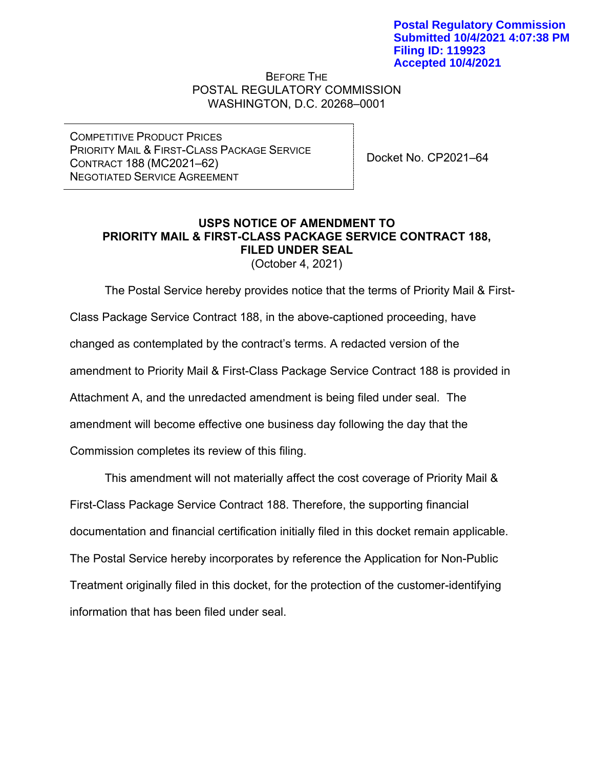Postal Regulatory Commission
Submitted 10/4/2021 4:07:38 PM
Filing ID: 119923
Accepted 10/4/2021

BEFORE THE
POSTAL REGULATORY COMMISSION
WASHINGTON, D.C. 20268–0001

| COMPETITIVE PRODUCT PRICES<br>PRIORITY MAIL & FIRST-CLASS PACKAGE SERVICE<br>CONTRACT 188 (MC2021–62)<br>NEGOTIATED SERVICE AGREEMENT | Docket No. CP2021–64 |
|---|---|

**USPS NOTICE OF AMENDMENT TO PRIORITY MAIL & FIRST-CLASS PACKAGE SERVICE CONTRACT 188, FILED UNDER SEAL**
(October 4, 2021)

The Postal Service hereby provides notice that the terms of Priority Mail & First-Class Package Service Contract 188, in the above-captioned proceeding, have changed as contemplated by the contract's terms. A redacted version of the amendment to Priority Mail & First-Class Package Service Contract 188 is provided in Attachment A, and the unredacted amendment is being filed under seal. The amendment will become effective one business day following the day that the Commission completes its review of this filing.

This amendment will not materially affect the cost coverage of Priority Mail & First-Class Package Service Contract 188. Therefore, the supporting financial documentation and financial certification initially filed in this docket remain applicable. The Postal Service hereby incorporates by reference the Application for Non-Public Treatment originally filed in this docket, for the protection of the customer-identifying information that has been filed under seal.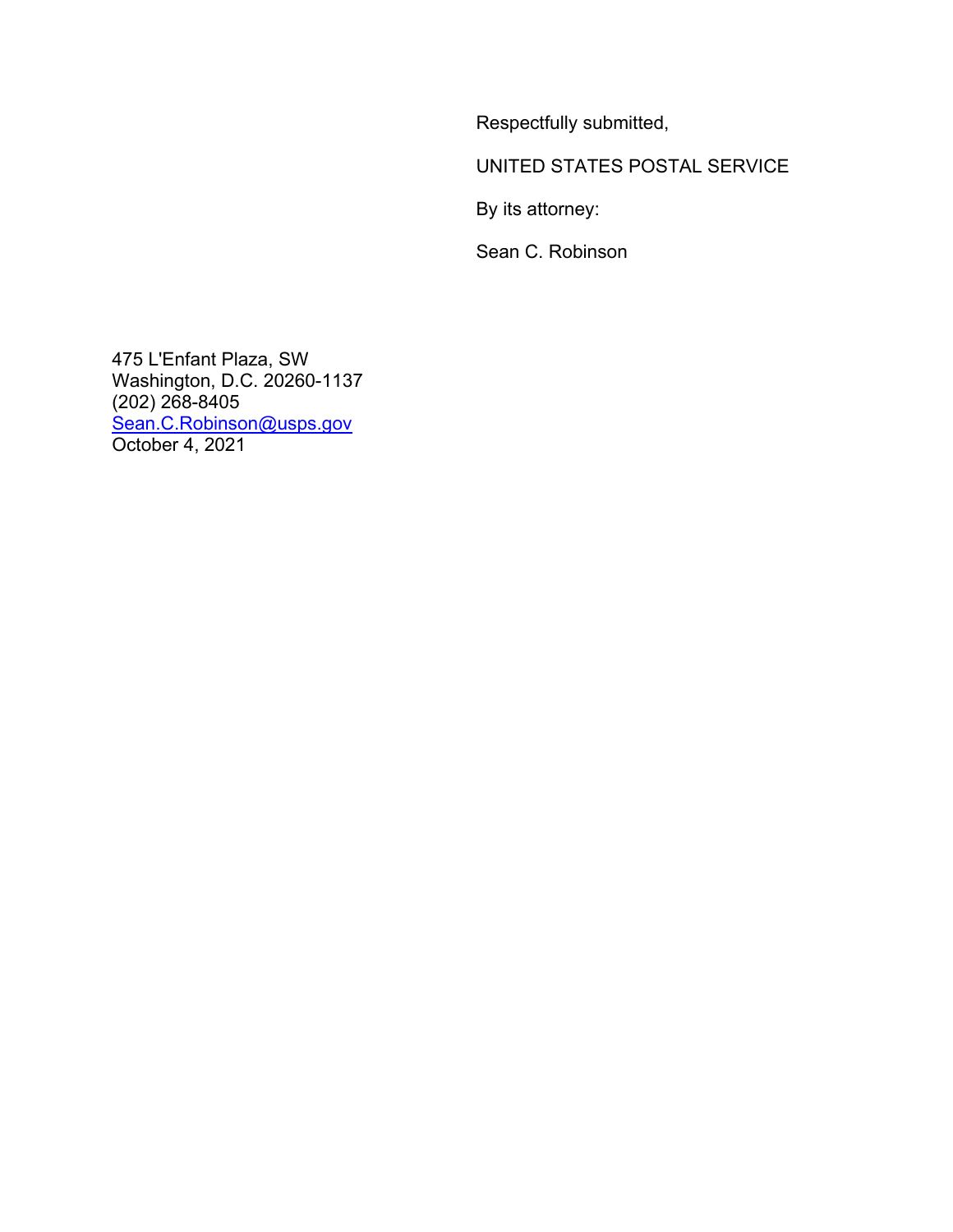Respectfully submitted,

UNITED STATES POSTAL SERVICE

By its attorney:

Sean C. Robinson

475 L'Enfant Plaza, SW
Washington, D.C. 20260-1137
(202) 268-8405
Sean.C.Robinson@usps.gov
October 4, 2021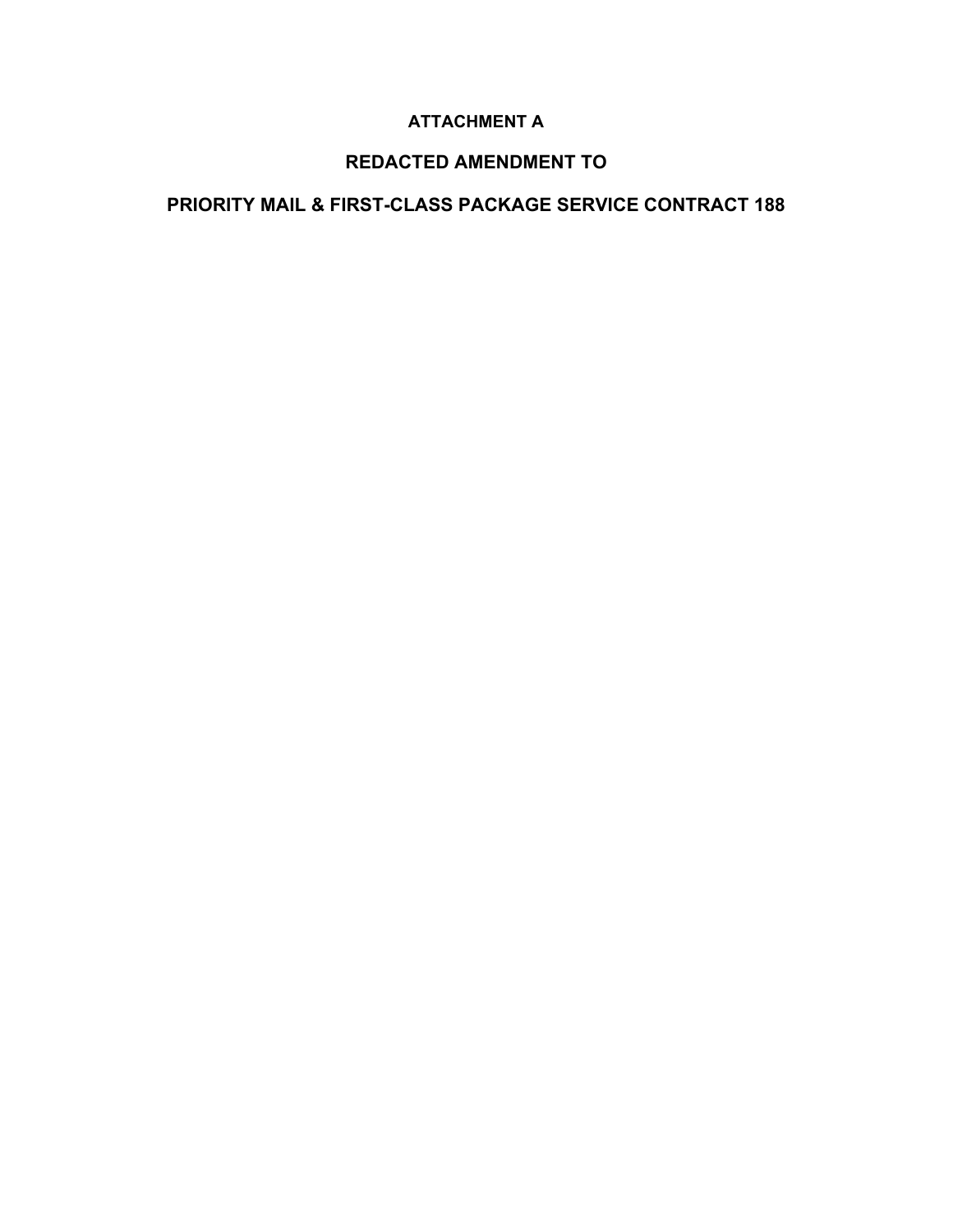# ATTACHMENT A

## REDACTED AMENDMENT TO

## PRIORITY MAIL & FIRST-CLASS PACKAGE SERVICE CONTRACT 188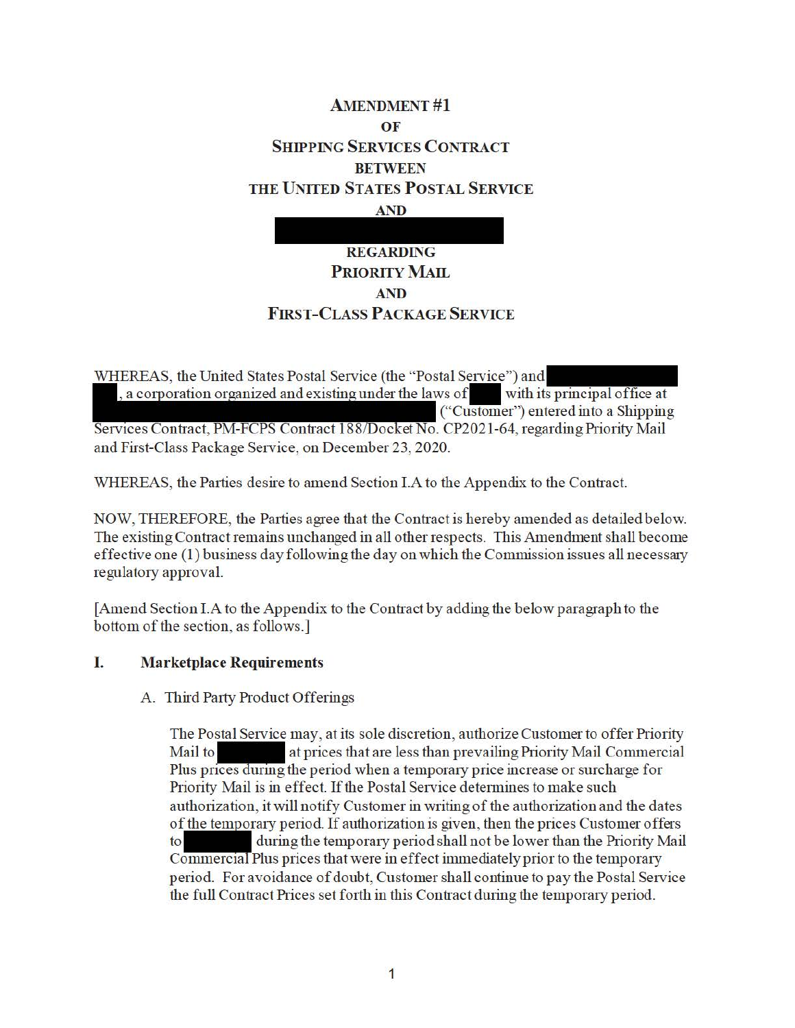# AMENDMENT #1
## OF
## SHIPPING SERVICES CONTRACT
## BETWEEN
## THE UNITED STATES POSTAL SERVICE
## AND

[REDACTED]

## REGARDING
## PRIORITY MAIL
## AND
## FIRST-CLASS PACKAGE SERVICE

WHEREAS, the United States Postal Service (the "Postal Service") and [REDACTED], a corporation organized and existing under the laws of [REDACTED] with its principal office at [REDACTED] ("Customer") entered into a Shipping Services Contract, PM-FCPS Contract 188/Docket No. CP2021-64, regarding Priority Mail and First-Class Package Service, on December 23, 2020.

WHEREAS, the Parties desire to amend Section I.A to the Appendix to the Contract.

NOW, THEREFORE, the Parties agree that the Contract is hereby amended as detailed below. The existing Contract remains unchanged in all other respects. This Amendment shall become effective one (1) business day following the day on which the Commission issues all necessary regulatory approval.

[Amend Section I.A to the Appendix to the Contract by adding the below paragraph to the bottom of the section, as follows.]

**I. Marketplace Requirements**

A. Third Party Product Offerings

The Postal Service may, at its sole discretion, authorize Customer to offer Priority Mail to [REDACTED] at prices that are less than prevailing Priority Mail Commercial Plus prices during the period when a temporary price increase or surcharge for Priority Mail is in effect. If the Postal Service determines to make such authorization, it will notify Customer in writing of the authorization and the dates of the temporary period. If authorization is given, then the prices Customer offers to [REDACTED] during the temporary period shall not be lower than the Priority Mail Commercial Plus prices that were in effect immediately prior to the temporary period. For avoidance of doubt, Customer shall continue to pay the Postal Service the full Contract Prices set forth in this Contract during the temporary period.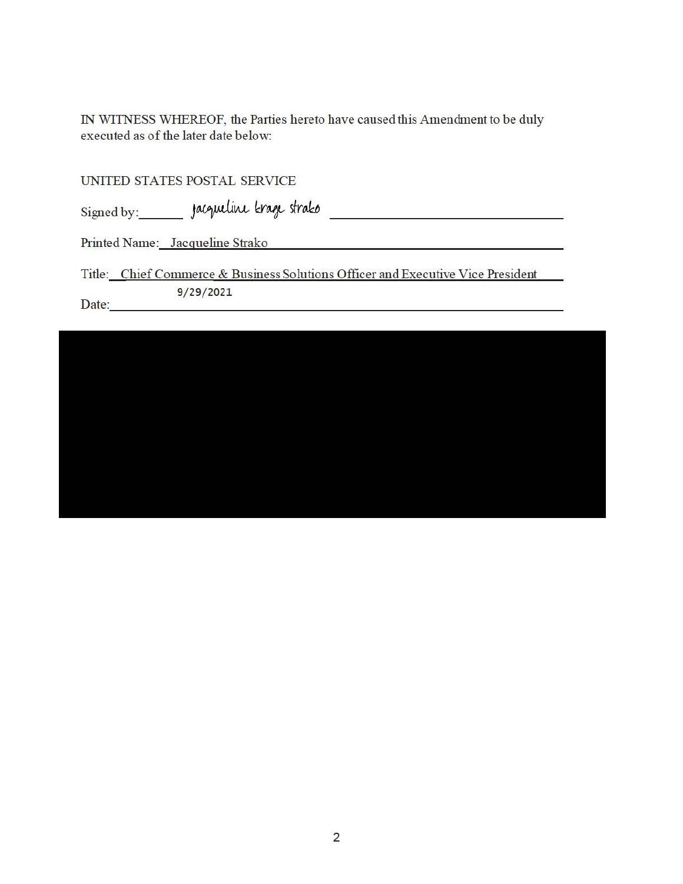IN WITNESS WHEREOF, the Parties hereto have caused this Amendment to be duly executed as of the later date below:

UNITED STATES POSTAL SERVICE

Signed by: jacqueline krage strako

Printed Name: Jacqueline Strako

Title: Chief Commerce & Business Solutions Officer and Executive Vice President

Date: 9/29/2021